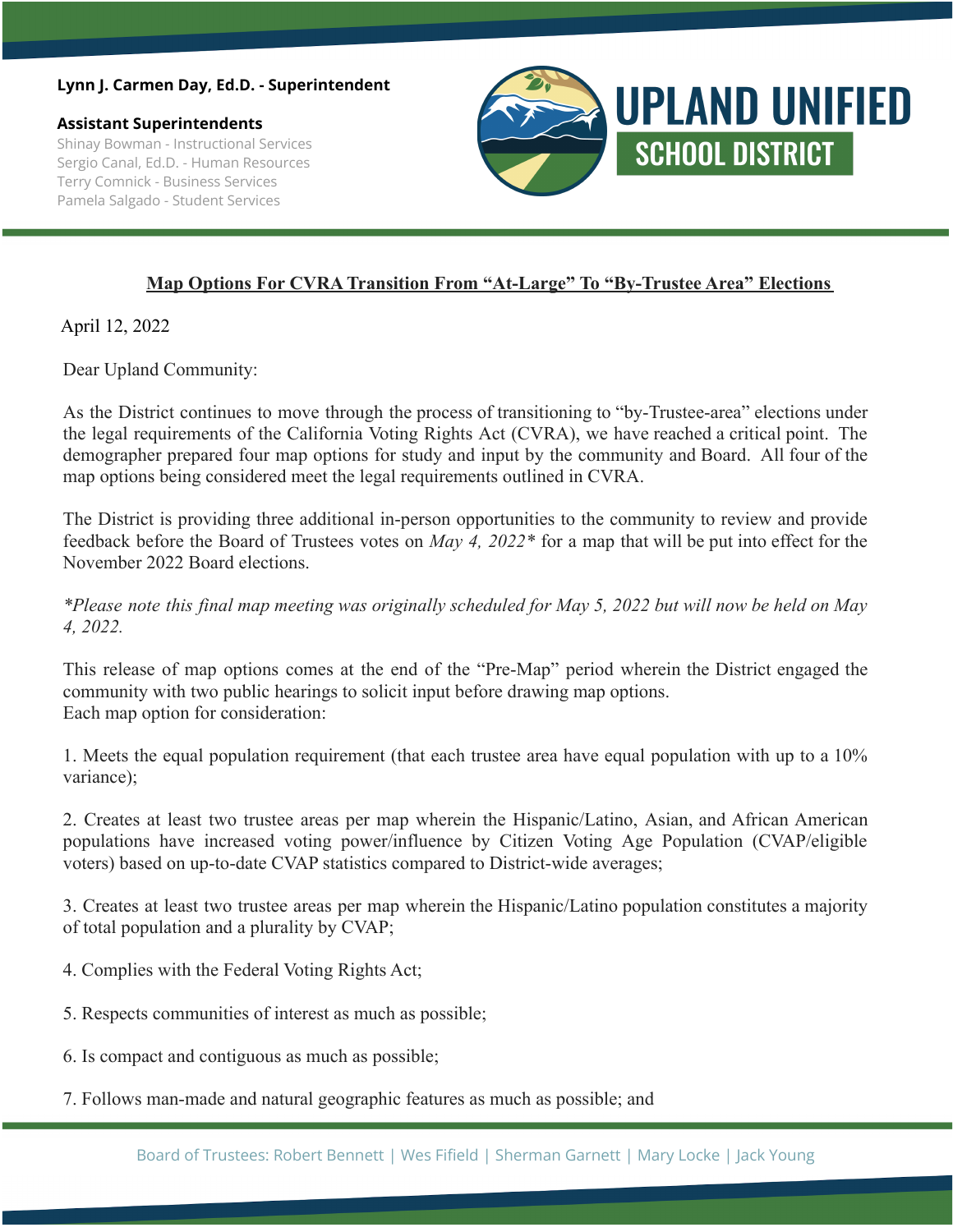**Lynn J. Carmen Day, Ed.D. - Superintendent**

**Assistant Superintendents**

Shinay Bowman - Instructional Services
Sergio Canal, Ed.D. - Human Resources
Terry Comnick - Business Services
Pamela Salgado - Student Services

# UPLAND UNIFIED SCHOOL DISTRICT

## Map Options For CVRA Transition From "At-Large" To "By-Trustee Area" Elections

April 12, 2022

Dear Upland Community:

As the District continues to move through the process of transitioning to "by-Trustee-area" elections under the legal requirements of the California Voting Rights Act (CVRA), we have reached a critical point. The demographer prepared four map options for study and input by the community and Board. All four of the map options being considered meet the legal requirements outlined in CVRA.

The District is providing three additional in-person opportunities to the community to review and provide feedback before the Board of Trustees votes on *May 4, 2022** for a map that will be put into effect for the November 2022 Board elections.

**Please note this final map meeting was originally scheduled for May 5, 2022 but will now be held on May 4, 2022.*

This release of map options comes at the end of the "Pre-Map" period wherein the District engaged the community with two public hearings to solicit input before drawing map options.
Each map option for consideration:

1. Meets the equal population requirement (that each trustee area have equal population with up to a 10% variance);

2. Creates at least two trustee areas per map wherein the Hispanic/Latino, Asian, and African American populations have increased voting power/influence by Citizen Voting Age Population (CVAP/eligible voters) based on up-to-date CVAP statistics compared to District-wide averages;

3. Creates at least two trustee areas per map wherein the Hispanic/Latino population constitutes a majority of total population and a plurality by CVAP;

4. Complies with the Federal Voting Rights Act;

5. Respects communities of interest as much as possible;

6. Is compact and contiguous as much as possible;

7. Follows man-made and natural geographic features as much as possible; and

Board of Trustees: Robert Bennett | Wes Fifield | Sherman Garnett | Mary Locke | Jack Young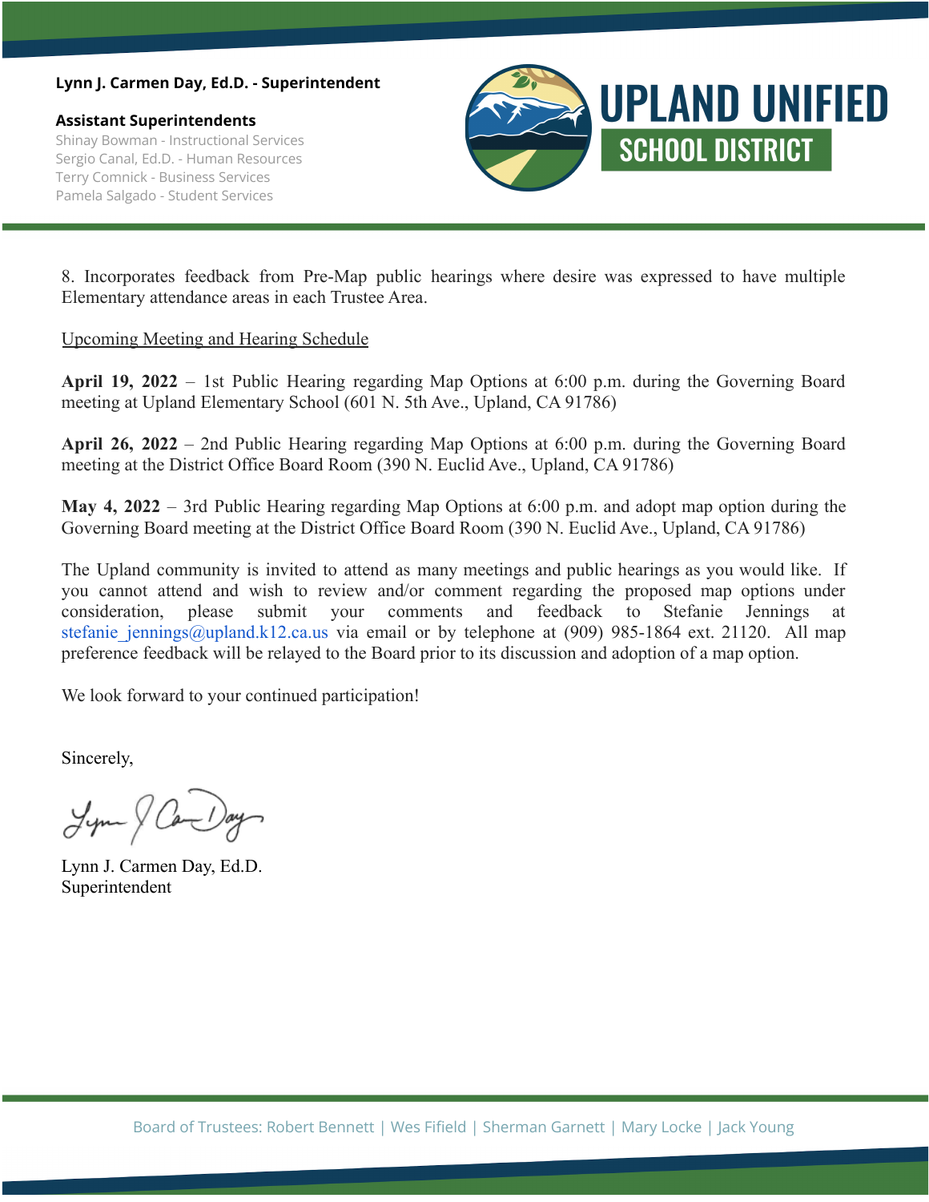8. Incorporates feedback from Pre-Map public hearings where desire was expressed to have multiple Elementary attendance areas in each Trustee Area.

Upcoming Meeting and Hearing Schedule

**April 19, 2022** – 1st Public Hearing regarding Map Options at 6:00 p.m. during the Governing Board meeting at Upland Elementary School (601 N. 5th Ave., Upland, CA 91786)

**April 26, 2022** – 2nd Public Hearing regarding Map Options at 6:00 p.m. during the Governing Board meeting at the District Office Board Room (390 N. Euclid Ave., Upland, CA 91786)

**May 4, 2022** – 3rd Public Hearing regarding Map Options at 6:00 p.m. and adopt map option during the Governing Board meeting at the District Office Board Room (390 N. Euclid Ave., Upland, CA 91786)

The Upland community is invited to attend as many meetings and public hearings as you would like. If you cannot attend and wish to review and/or comment regarding the proposed map options under consideration, please submit your comments and feedback to Stefanie Jennings at stefanie_jennings@upland.k12.ca.us via email or by telephone at (909) 985-1864 ext. 21120. All map preference feedback will be relayed to the Board prior to its discussion and adoption of a map option.

We look forward to your continued participation!

Sincerely,

Lynn J. Carmen Day, Ed.D.
Superintendent